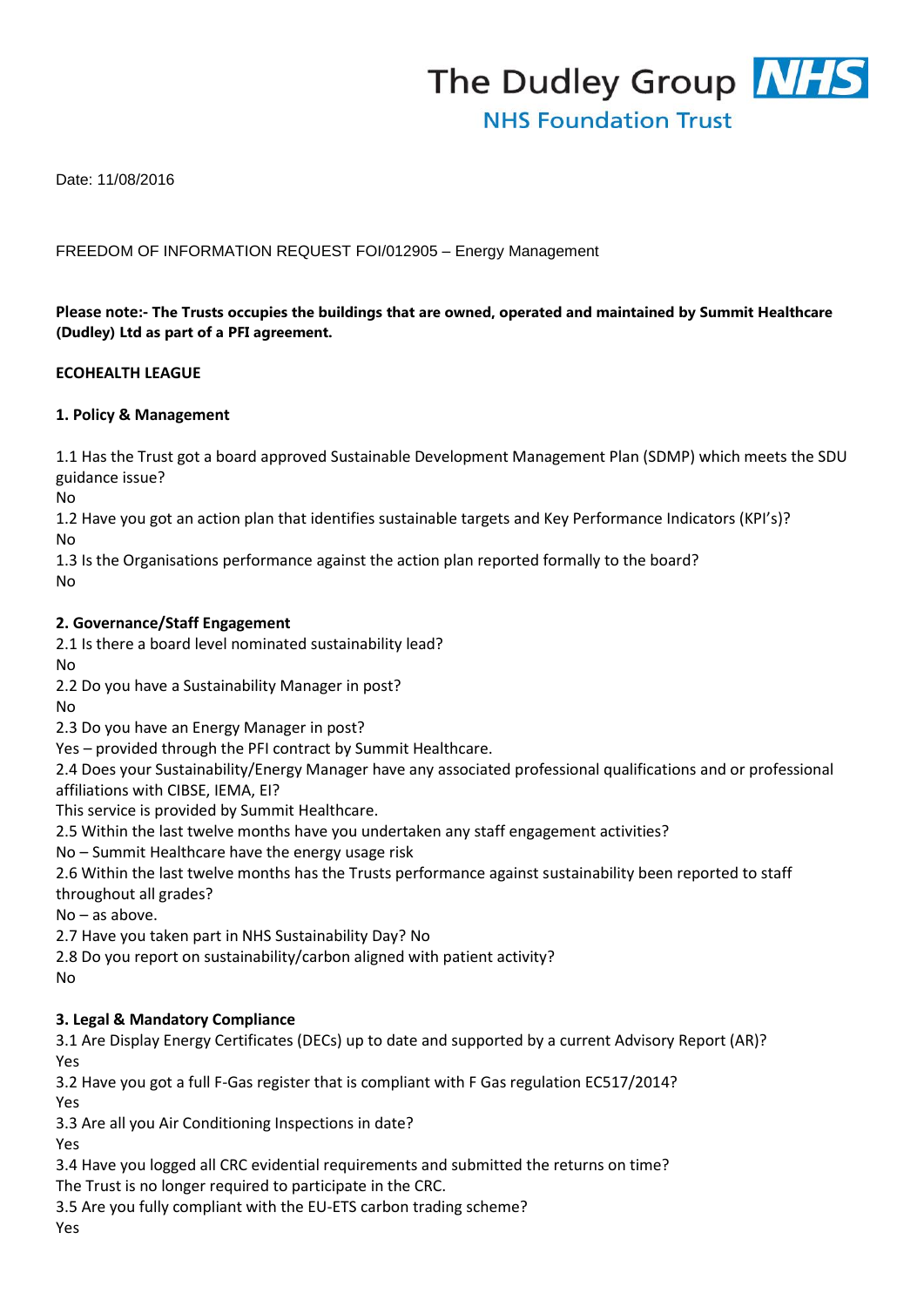The Dudley Group NHS
NHS Foundation Trust

Date: 11/08/2016

FREEDOM OF INFORMATION REQUEST FOI/012905 – Energy Management

**Please note:- The Trusts occupies the buildings that are owned, operated and maintained by Summit Healthcare (Dudley) Ltd as part of a PFI agreement.**

**ECOHEALTH LEAGUE**

**1. Policy & Management**

1.1 Has the Trust got a board approved Sustainable Development Management Plan (SDMP) which meets the SDU guidance issue?
No
1.2 Have you got an action plan that identifies sustainable targets and Key Performance Indicators (KPI's)?
No
1.3 Is the Organisations performance against the action plan reported formally to the board?
No

**2. Governance/Staff Engagement**
2.1 Is there a board level nominated sustainability lead?
No
2.2 Do you have a Sustainability Manager in post?
No
2.3 Do you have an Energy Manager in post?
Yes – provided through the PFI contract by Summit Healthcare.
2.4 Does your Sustainability/Energy Manager have any associated professional qualifications and or professional affiliations with CIBSE, IEMA, EI?
This service is provided by Summit Healthcare.
2.5 Within the last twelve months have you undertaken any staff engagement activities?
No – Summit Healthcare have the energy usage risk
2.6 Within the last twelve months has the Trusts performance against sustainability been reported to staff throughout all grades?
No – as above.
2.7 Have you taken part in NHS Sustainability Day? No
2.8 Do you report on sustainability/carbon aligned with patient activity?
No

**3. Legal & Mandatory Compliance**
3.1 Are Display Energy Certificates (DECs) up to date and supported by a current Advisory Report (AR)?
Yes
3.2 Have you got a full F-Gas register that is compliant with F Gas regulation EC517/2014?
Yes
3.3 Are all you Air Conditioning Inspections in date?
Yes
3.4 Have you logged all CRC evidential requirements and submitted the returns on time?
The Trust is no longer required to participate in the CRC.
3.5 Are you fully compliant with the EU-ETS carbon trading scheme?
Yes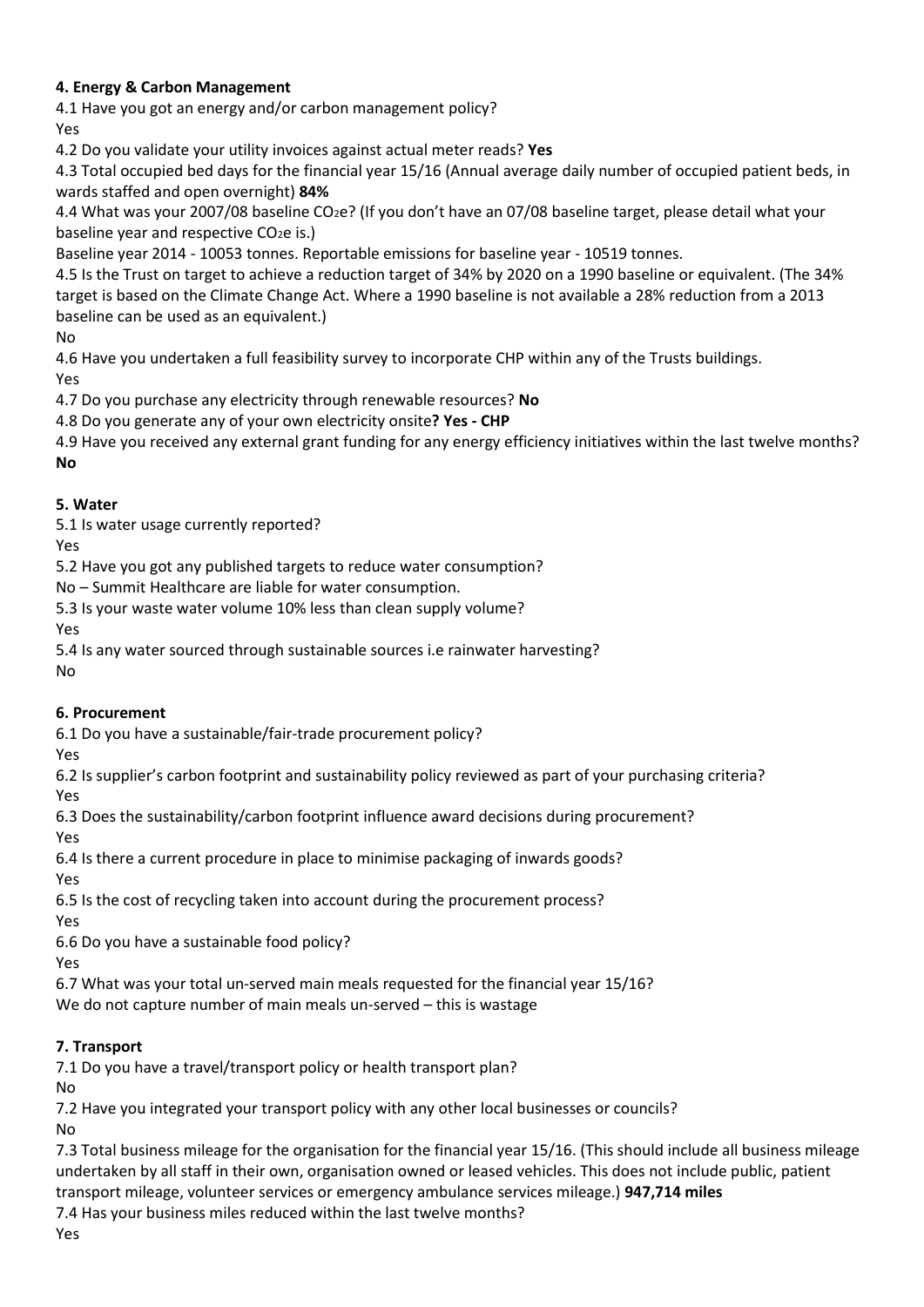**4. Energy & Carbon Management**

4.1 Have you got an energy and/or carbon management policy?
Yes

4.2 Do you validate your utility invoices against actual meter reads? **Yes**

4.3 Total occupied bed days for the financial year 15/16 (Annual average daily number of occupied patient beds, in wards staffed and open overnight) **84%**

4.4 What was your 2007/08 baseline $CO_2e$? (If you don't have an 07/08 baseline target, please detail what your baseline year and respective $CO_2e$ is.)
Baseline year 2014 - 10053 tonnes. Reportable emissions for baseline year - 10519 tonnes.

4.5 Is the Trust on target to achieve a reduction target of 34% by 2020 on a 1990 baseline or equivalent. (The 34% target is based on the Climate Change Act. Where a 1990 baseline is not available a 28% reduction from a 2013 baseline can be used as an equivalent.)
No

4.6 Have you undertaken a full feasibility survey to incorporate CHP within any of the Trusts buildings.
Yes

4.7 Do you purchase any electricity through renewable resources? **No**

4.8 Do you generate any of your own electricity onsite**? Yes - CHP**

4.9 Have you received any external grant funding for any energy efficiency initiatives within the last twelve months? **No**

**5. Water**

5.1 Is water usage currently reported?
Yes

5.2 Have you got any published targets to reduce water consumption?
No – Summit Healthcare are liable for water consumption.

5.3 Is your waste water volume 10% less than clean supply volume?
Yes

5.4 Is any water sourced through sustainable sources i.e rainwater harvesting?
No

**6. Procurement**

6.1 Do you have a sustainable/fair-trade procurement policy?
Yes

6.2 Is supplier's carbon footprint and sustainability policy reviewed as part of your purchasing criteria?
Yes

6.3 Does the sustainability/carbon footprint influence award decisions during procurement?
Yes

6.4 Is there a current procedure in place to minimise packaging of inwards goods?
Yes

6.5 Is the cost of recycling taken into account during the procurement process?
Yes

6.6 Do you have a sustainable food policy?
Yes

6.7 What was your total un-served main meals requested for the financial year 15/16?
We do not capture number of main meals un-served – this is wastage

**7. Transport**

7.1 Do you have a travel/transport policy or health transport plan?
No

7.2 Have you integrated your transport policy with any other local businesses or councils?
No

7.3 Total business mileage for the organisation for the financial year 15/16. (This should include all business mileage undertaken by all staff in their own, organisation owned or leased vehicles. This does not include public, patient transport mileage, volunteer services or emergency ambulance services mileage.) **947,714 miles**

7.4 Has your business miles reduced within the last twelve months?
Yes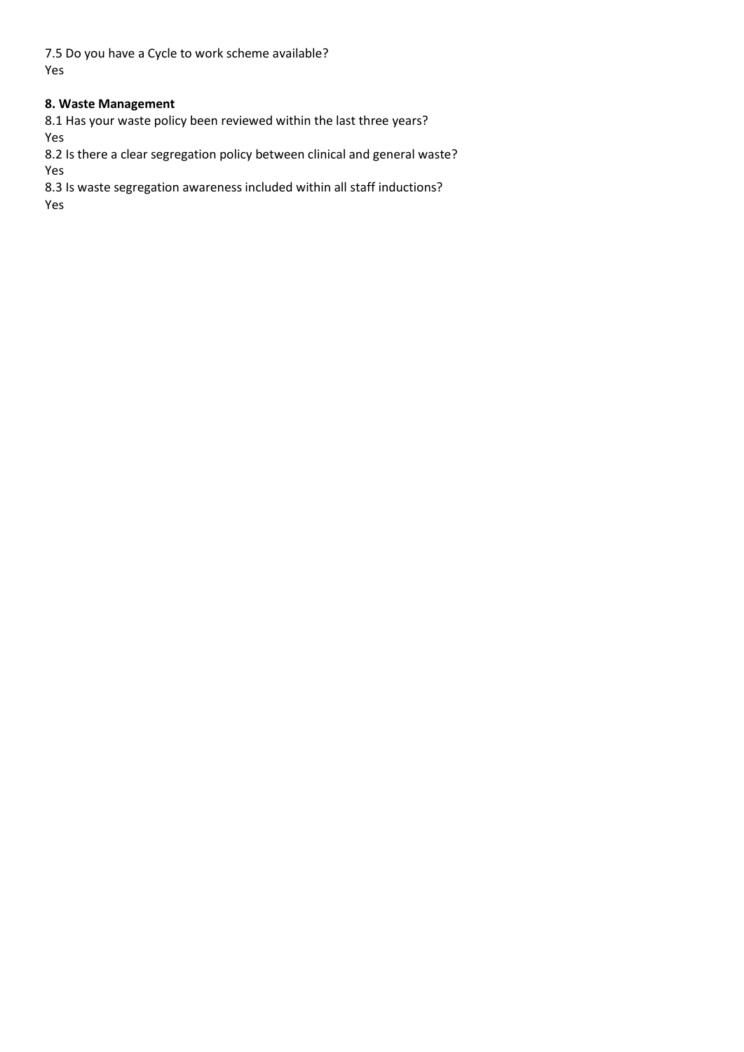7.5 Do you have a Cycle to work scheme available?
Yes

**8. Waste Management**

8.1 Has your waste policy been reviewed within the last three years?
Yes

8.2 Is there a clear segregation policy between clinical and general waste?
Yes

8.3 Is waste segregation awareness included within all staff inductions?
Yes